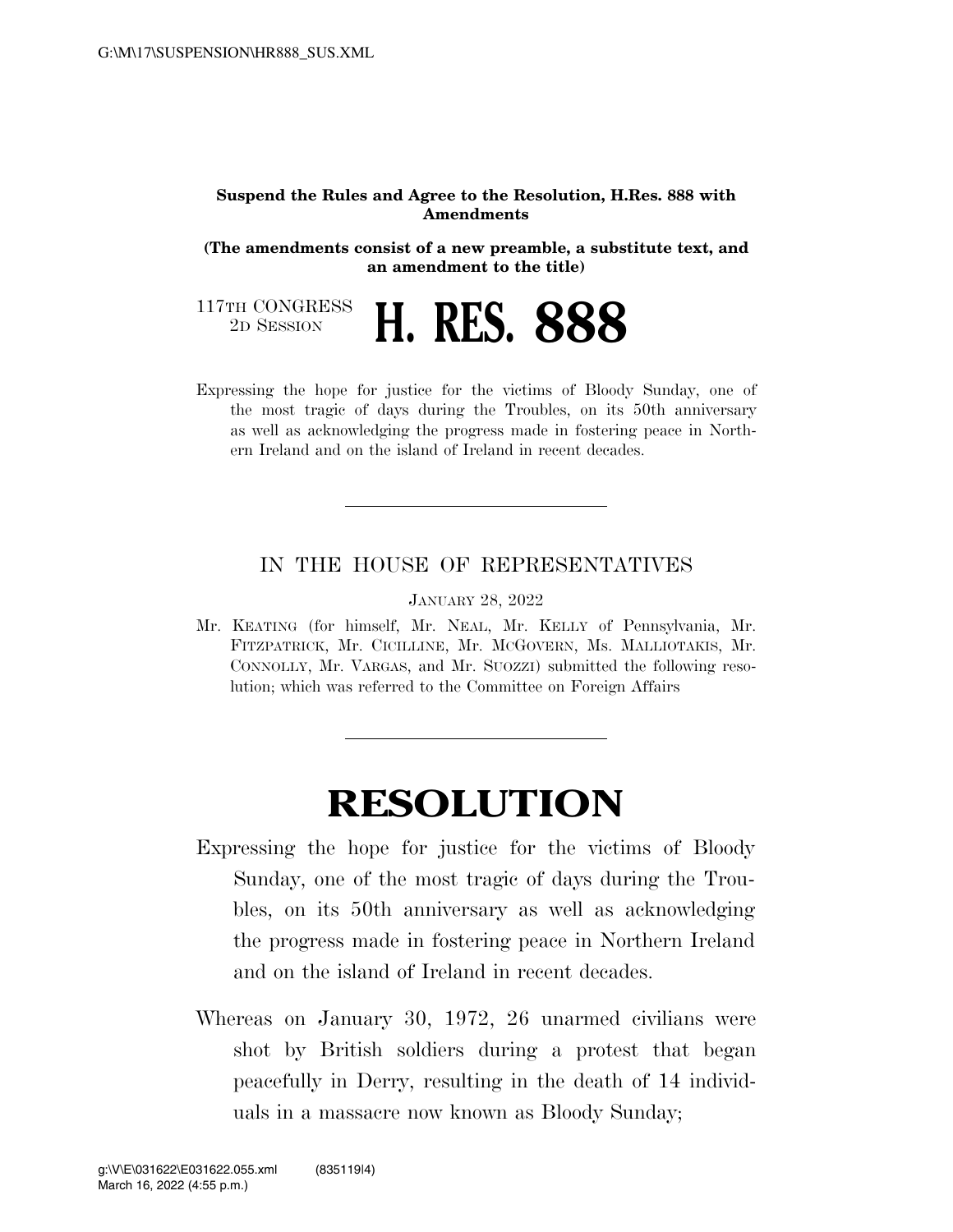**Suspend the Rules and Agree to the Resolution, H.Res. 888 with Amendments**

**(The amendments consist of a new preamble, a substitute text, and an amendment to the title)**

117TH CONGRESS
2D SESSION

# H. RES. 888

Expressing the hope for justice for the victims of Bloody Sunday, one of the most tragic of days during the Troubles, on its 50th anniversary as well as acknowledging the progress made in fostering peace in Northern Ireland and on the island of Ireland in recent decades.

---

IN THE HOUSE OF REPRESENTATIVES

JANUARY 28, 2022

Mr. KEATING (for himself, Mr. NEAL, Mr. KELLY of Pennsylvania, Mr. FITZPATRICK, Mr. CICILLINE, Mr. MCGOVERN, Ms. MALLIOTAKIS, Mr. CONNOLLY, Mr. VARGAS, and Mr. SUOZZI) submitted the following resolution; which was referred to the Committee on Foreign Affairs

---

# RESOLUTION

Expressing the hope for justice for the victims of Bloody Sunday, one of the most tragic of days during the Troubles, on its 50th anniversary as well as acknowledging the progress made in fostering peace in Northern Ireland and on the island of Ireland in recent decades.

Whereas on January 30, 1972, 26 unarmed civilians were shot by British soldiers during a protest that began peacefully in Derry, resulting in the death of 14 individuals in a massacre now known as Bloody Sunday;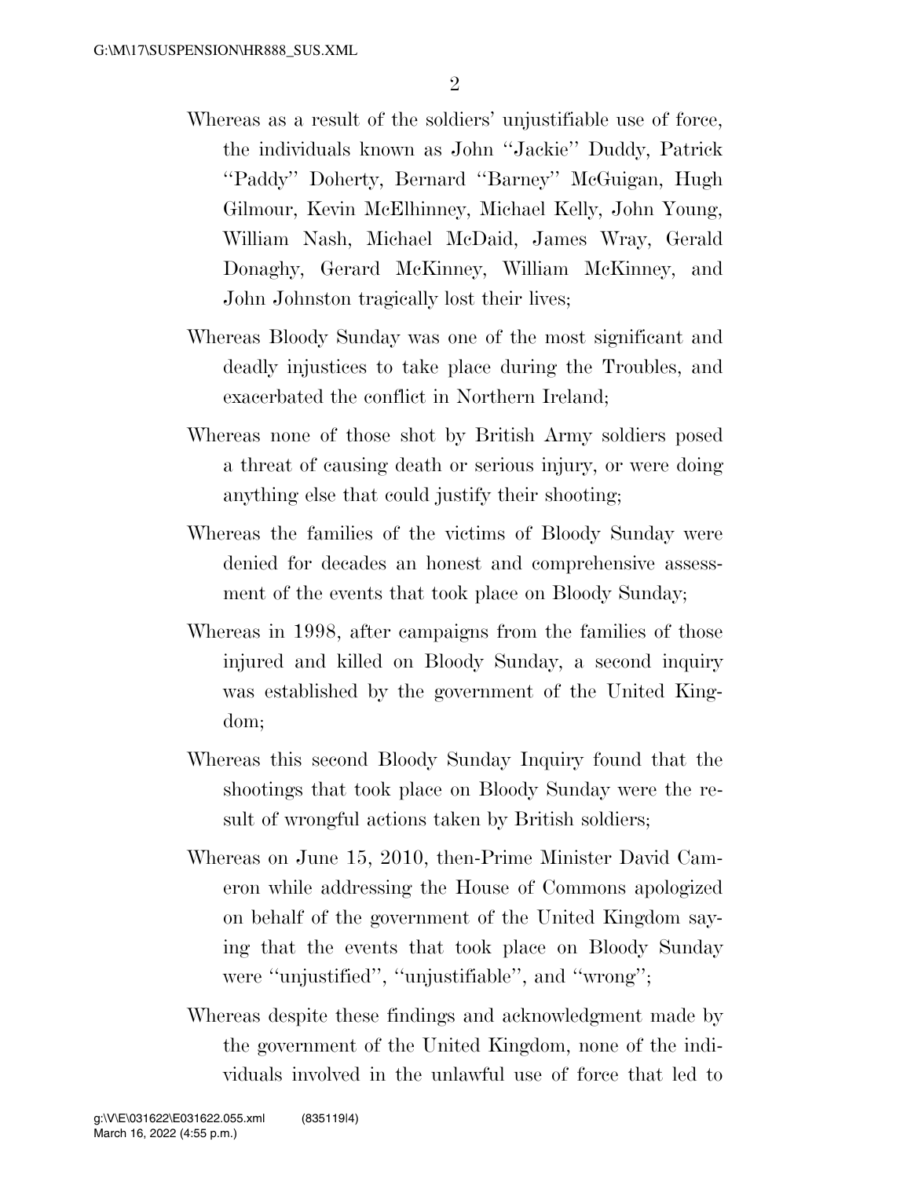Whereas as a result of the soldiers' unjustifiable use of force, the individuals known as John ''Jackie'' Duddy, Patrick ''Paddy'' Doherty, Bernard ''Barney'' McGuigan, Hugh Gilmour, Kevin McElhinney, Michael Kelly, John Young, William Nash, Michael McDaid, James Wray, Gerald Donaghy, Gerard McKinney, William McKinney, and John Johnston tragically lost their lives;

Whereas Bloody Sunday was one of the most significant and deadly injustices to take place during the Troubles, and exacerbated the conflict in Northern Ireland;

Whereas none of those shot by British Army soldiers posed a threat of causing death or serious injury, or were doing anything else that could justify their shooting;

Whereas the families of the victims of Bloody Sunday were denied for decades an honest and comprehensive assessment of the events that took place on Bloody Sunday;

Whereas in 1998, after campaigns from the families of those injured and killed on Bloody Sunday, a second inquiry was established by the government of the United Kingdom;

Whereas this second Bloody Sunday Inquiry found that the shootings that took place on Bloody Sunday were the result of wrongful actions taken by British soldiers;

Whereas on June 15, 2010, then-Prime Minister David Cameron while addressing the House of Commons apologized on behalf of the government of the United Kingdom saying that the events that took place on Bloody Sunday were ''unjustified'', ''unjustifiable'', and ''wrong'';

Whereas despite these findings and acknowledgment made by the government of the United Kingdom, none of the individuals involved in the unlawful use of force that led to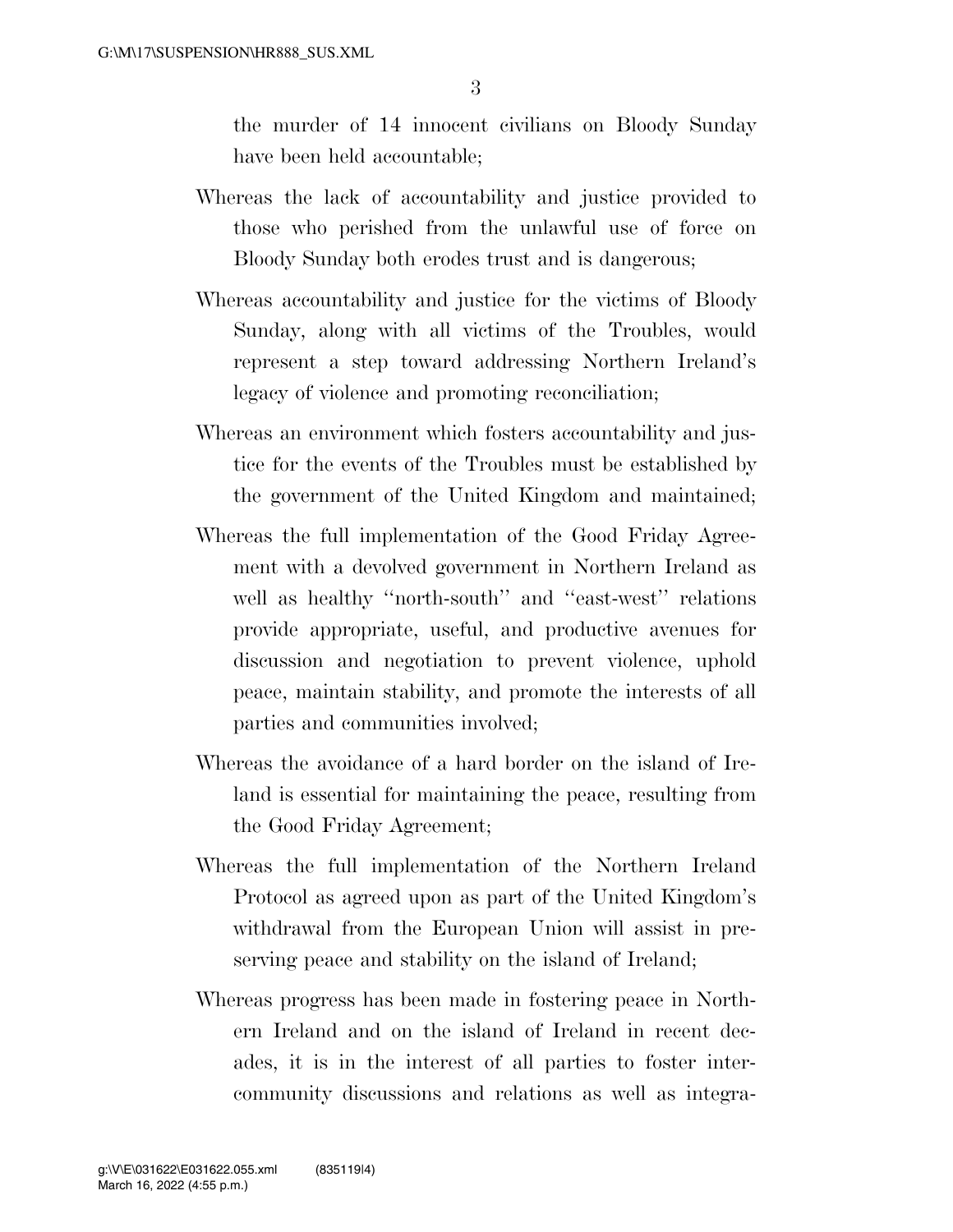the murder of 14 innocent civilians on Bloody Sunday have been held accountable;

Whereas the lack of accountability and justice provided to those who perished from the unlawful use of force on Bloody Sunday both erodes trust and is dangerous;

Whereas accountability and justice for the victims of Bloody Sunday, along with all victims of the Troubles, would represent a step toward addressing Northern Ireland's legacy of violence and promoting reconciliation;

Whereas an environment which fosters accountability and justice for the events of the Troubles must be established by the government of the United Kingdom and maintained;

Whereas the full implementation of the Good Friday Agreement with a devolved government in Northern Ireland as well as healthy ''north-south'' and ''east-west'' relations provide appropriate, useful, and productive avenues for discussion and negotiation to prevent violence, uphold peace, maintain stability, and promote the interests of all parties and communities involved;

Whereas the avoidance of a hard border on the island of Ireland is essential for maintaining the peace, resulting from the Good Friday Agreement;

Whereas the full implementation of the Northern Ireland Protocol as agreed upon as part of the United Kingdom's withdrawal from the European Union will assist in preserving peace and stability on the island of Ireland;

Whereas progress has been made in fostering peace in Northern Ireland and on the island of Ireland in recent decades, it is in the interest of all parties to foster intercommunity discussions and relations as well as integra-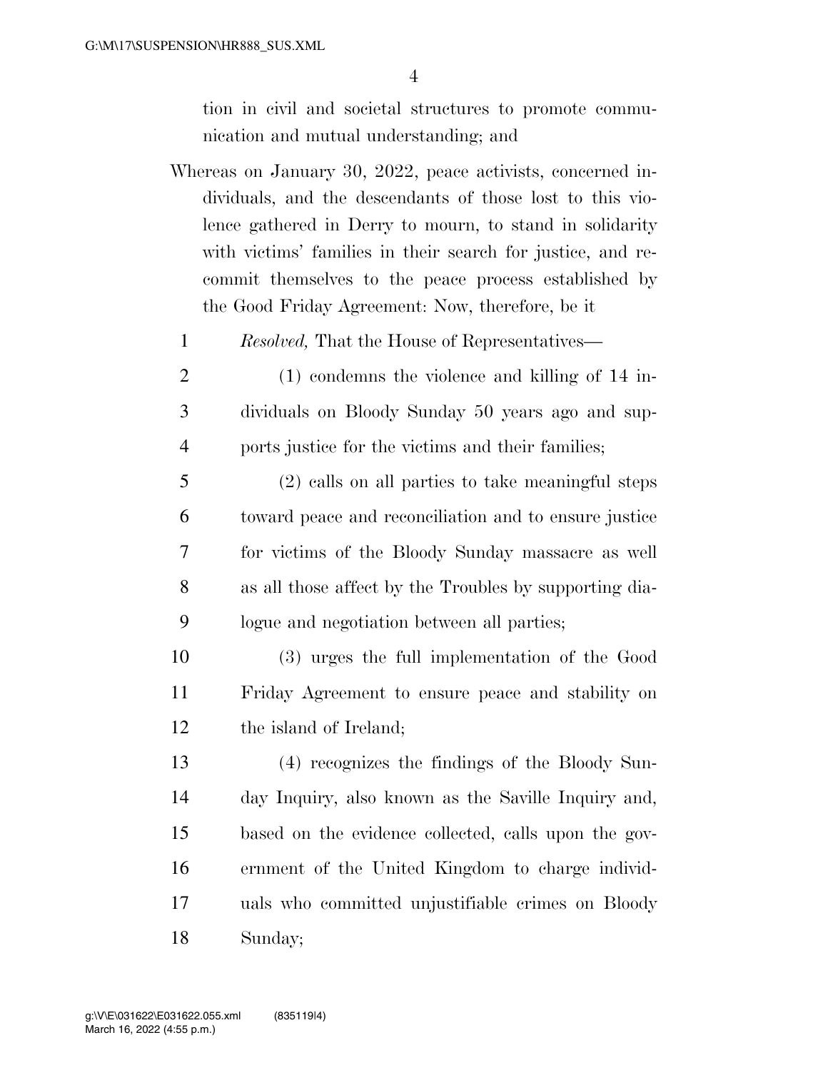tion in civil and societal structures to promote communication and mutual understanding; and

Whereas on January 30, 2022, peace activists, concerned individuals, and the descendants of those lost to this violence gathered in Derry to mourn, to stand in solidarity with victims' families in their search for justice, and recommit themselves to the peace process established by the Good Friday Agreement: Now, therefore, be it

*Resolved,* That the House of Representatives—

(1) condemns the violence and killing of 14 individuals on Bloody Sunday 50 years ago and supports justice for the victims and their families;

(2) calls on all parties to take meaningful steps toward peace and reconciliation and to ensure justice for victims of the Bloody Sunday massacre as well as all those affect by the Troubles by supporting dialogue and negotiation between all parties;

(3) urges the full implementation of the Good Friday Agreement to ensure peace and stability on the island of Ireland;

(4) recognizes the findings of the Bloody Sunday Inquiry, also known as the Saville Inquiry and, based on the evidence collected, calls upon the government of the United Kingdom to charge individuals who committed unjustifiable crimes on Bloody Sunday;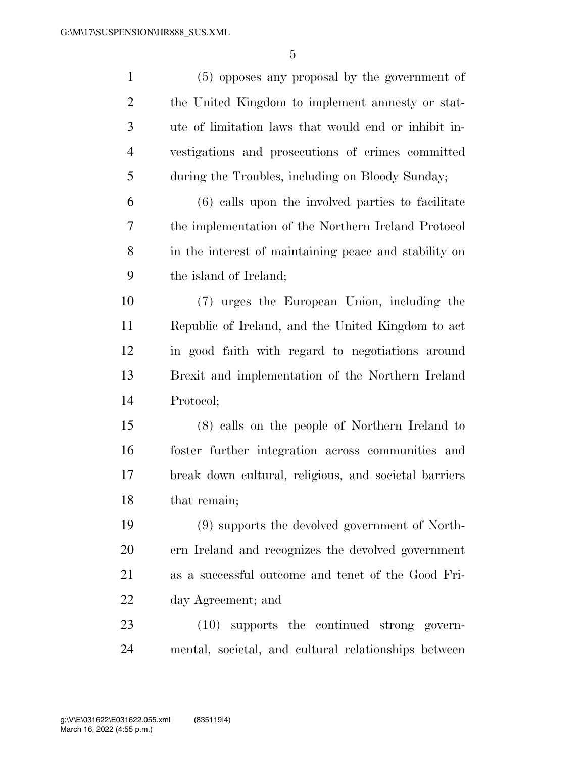(5) opposes any proposal by the government of the United Kingdom to implement amnesty or statute of limitation laws that would end or inhibit investigations and prosecutions of crimes committed during the Troubles, including on Bloody Sunday;

(6) calls upon the involved parties to facilitate the implementation of the Northern Ireland Protocol in the interest of maintaining peace and stability on the island of Ireland;

(7) urges the European Union, including the Republic of Ireland, and the United Kingdom to act in good faith with regard to negotiations around Brexit and implementation of the Northern Ireland Protocol;

(8) calls on the people of Northern Ireland to foster further integration across communities and break down cultural, religious, and societal barriers that remain;

(9) supports the devolved government of Northern Ireland and recognizes the devolved government as a successful outcome and tenet of the Good Friday Agreement; and

(10) supports the continued strong governmental, societal, and cultural relationships between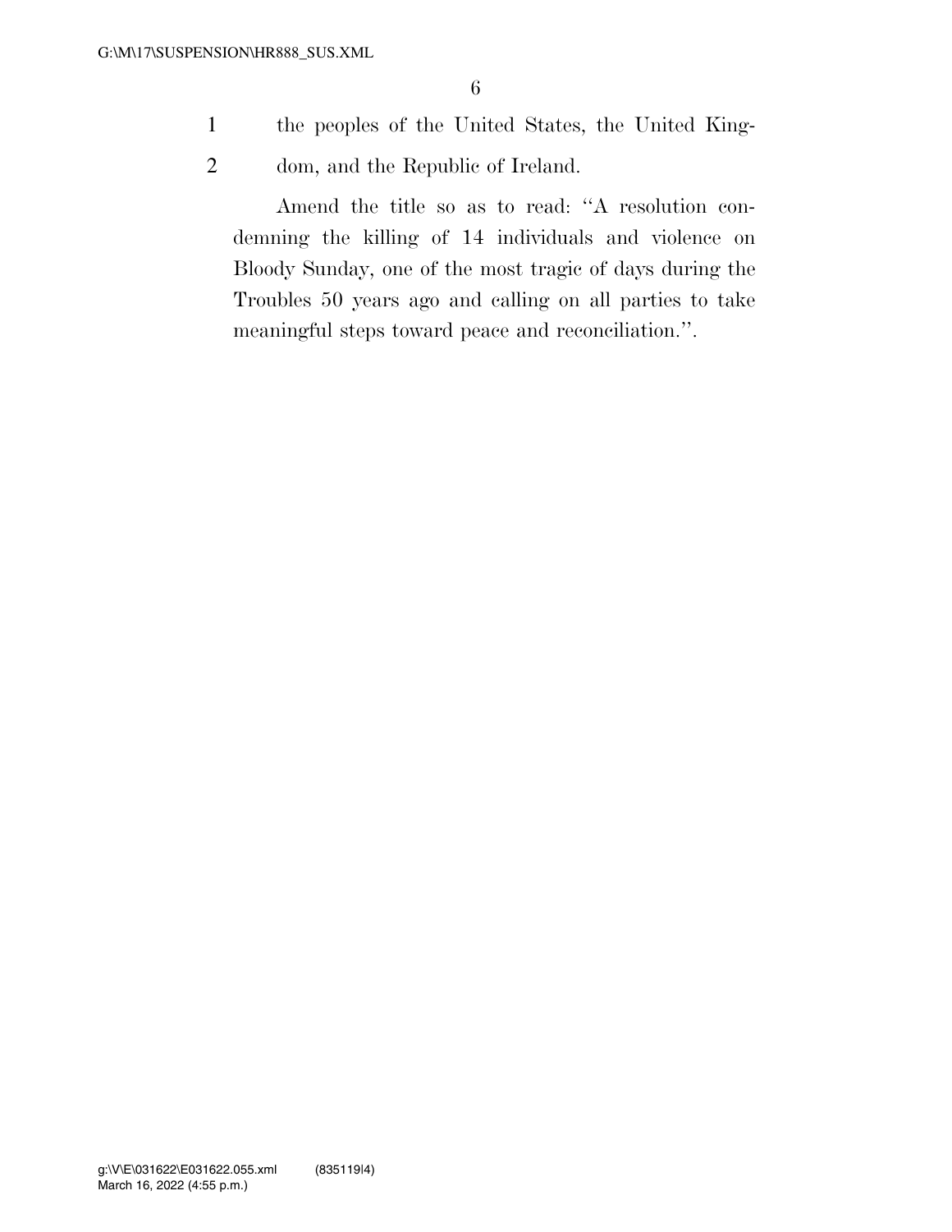the peoples of the United States, the United Kingdom, and the Republic of Ireland.

Amend the title so as to read: "A resolution condemning the killing of 14 individuals and violence on Bloody Sunday, one of the most tragic of days during the Troubles 50 years ago and calling on all parties to take meaningful steps toward peace and reconciliation.".